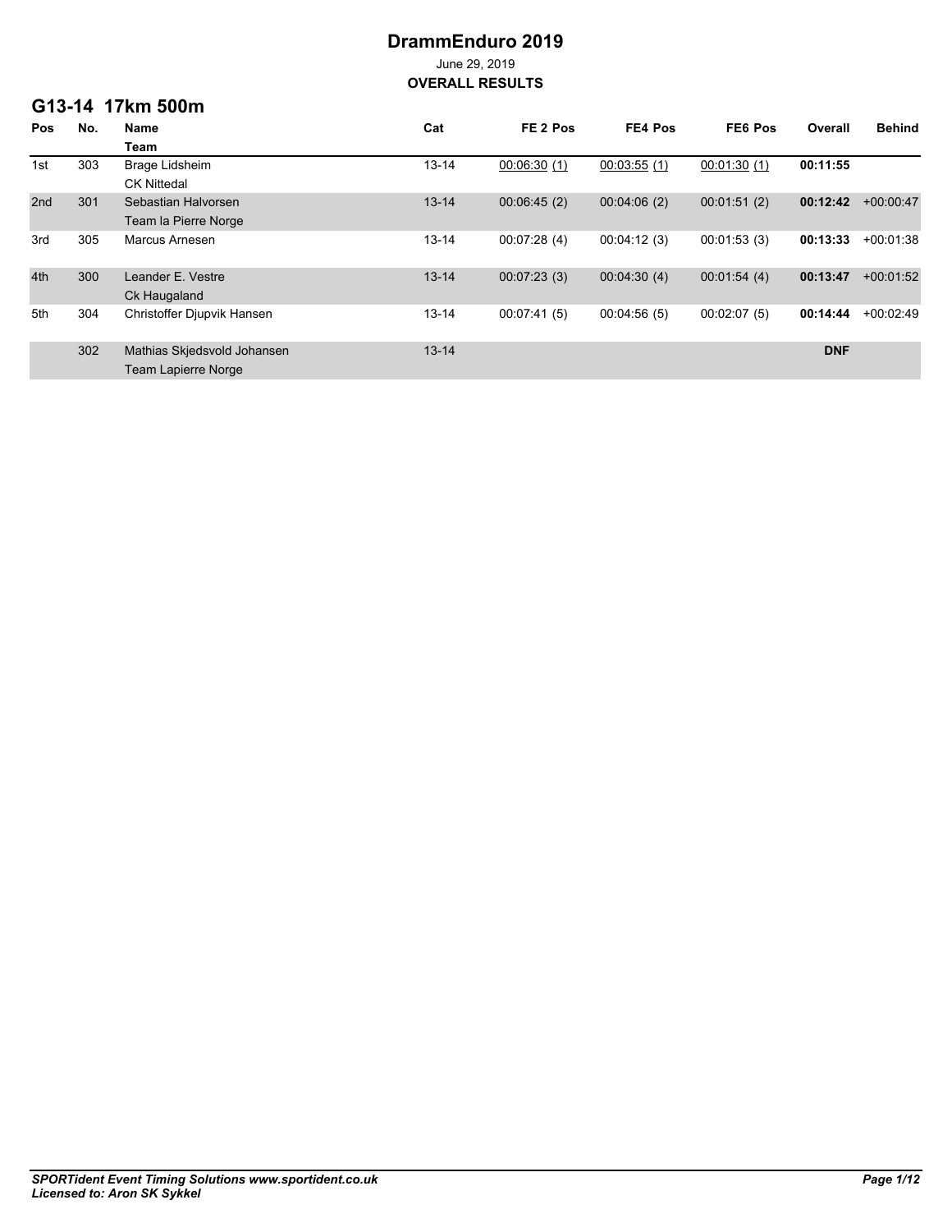# DrammEnduro 2019

June 29, 2019

**OVERALL RESULTS**

## G13-14 17km 500m

| Pos | No. | Name<br>Team | Cat | FE 2 Pos | FE4 Pos | FE6 Pos | Overall | Behind |
|---|---|---|---|---|---|---|---|---|
| 1st | 303 | Brage Lidsheim<br>CK Nittedal | 13-14 | 00:06:30 (1) | 00:03:55 (1) | 00:01:30 (1) | **00:11:55** | |
| 2nd | 301 | Sebastian Halvorsen<br>Team la Pierre Norge | 13-14 | 00:06:45 (2) | 00:04:06 (2) | 00:01:51 (2) | **00:12:42** | +00:00:47 |
| 3rd | 305 | Marcus Arnesen | 13-14 | 00:07:28 (4) | 00:04:12 (3) | 00:01:53 (3) | **00:13:33** | +00:01:38 |
| 4th | 300 | Leander E. Vestre<br>Ck Haugaland | 13-14 | 00:07:23 (3) | 00:04:30 (4) | 00:01:54 (4) | **00:13:47** | +00:01:52 |
| 5th | 304 | Christoffer Djupvik Hansen | 13-14 | 00:07:41 (5) | 00:04:56 (5) | 00:02:07 (5) | **00:14:44** | +00:02:49 |
| | 302 | Mathias Skjedsvold Johansen<br>Team Lapierre Norge | 13-14 | | | | **DNF** | |

***SPORTident Event Timing Solutions www.sportident.co.uk***
***Licensed to: Aron SK Sykkel***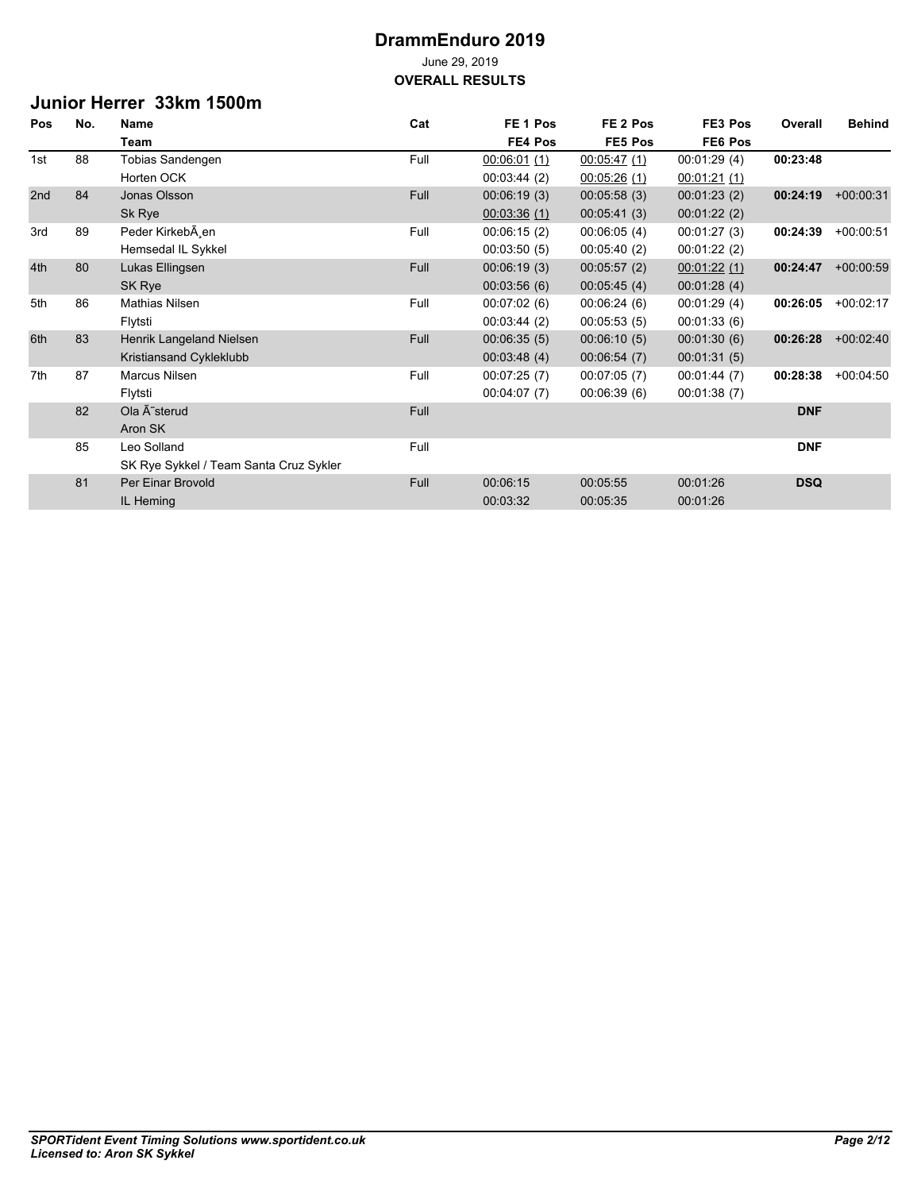# DrammEnduro 2019

June 29, 2019

**OVERALL RESULTS**

## Junior Herrer 33km 1500m

| Pos | No. | Name / Team | Cat | FE 1 Pos / FE4 Pos | FE 2 Pos / FE5 Pos | FE3 Pos / FE6 Pos | Overall | Behind |
|---|---|---|---|---|---|---|---|---|
| 1st | 88 | Tobias Sandengen | Full | 00:06:01 (1) | 00:05:47 (1) | 00:01:29 (4) | **00:23:48** | |
| | | Horten OCK | | 00:03:44 (2) | 00:05:26 (1) | 00:01:21 (1) | | |
| 2nd | 84 | Jonas Olsson | Full | 00:06:19 (3) | 00:05:58 (3) | 00:01:23 (2) | **00:24:19** | +00:00:31 |
| | | Sk Rye | | 00:03:36 (1) | 00:05:41 (3) | 00:01:22 (2) | | |
| 3rd | 89 | Peder KirkebÃ¸en | Full | 00:06:15 (2) | 00:06:05 (4) | 00:01:27 (3) | **00:24:39** | +00:00:51 |
| | | Hemsedal IL Sykkel | | 00:03:50 (5) | 00:05:40 (2) | 00:01:22 (2) | | |
| 4th | 80 | Lukas Ellingsen | Full | 00:06:19 (3) | 00:05:57 (2) | 00:01:22 (1) | **00:24:47** | +00:00:59 |
| | | SK Rye | | 00:03:56 (6) | 00:05:45 (4) | 00:01:28 (4) | | |
| 5th | 86 | Mathias Nilsen | Full | 00:07:02 (6) | 00:06:24 (6) | 00:01:29 (4) | **00:26:05** | +00:02:17 |
| | | Flytsti | | 00:03:44 (2) | 00:05:53 (5) | 00:01:33 (6) | | |
| 6th | 83 | Henrik Langeland Nielsen | Full | 00:06:35 (5) | 00:06:10 (5) | 00:01:30 (6) | **00:26:28** | +00:02:40 |
| | | Kristiansand Cykleklubb | | 00:03:48 (4) | 00:06:54 (7) | 00:01:31 (5) | | |
| 7th | 87 | Marcus Nilsen | Full | 00:07:25 (7) | 00:07:05 (7) | 00:01:44 (7) | **00:28:38** | +00:04:50 |
| | | Flytsti | | 00:04:07 (7) | 00:06:39 (6) | 00:01:38 (7) | | |
| | 82 | Ola Ã˜sterud | Full | | | | **DNF** | |
| | | Aron SK | | | | | | |
| | 85 | Leo Solland | Full | | | | **DNF** | |
| | | SK Rye Sykkel / Team Santa Cruz Sykler | | | | | | |
| | 81 | Per Einar Brovold | Full | 00:06:15 | 00:05:55 | 00:01:26 | **DSQ** | |
| | | IL Heming | | 00:03:32 | 00:05:35 | 00:01:26 | | |

*SPORTident Event Timing Solutions www.sportident.co.uk*
*Licensed to: Aron SK Sykkel*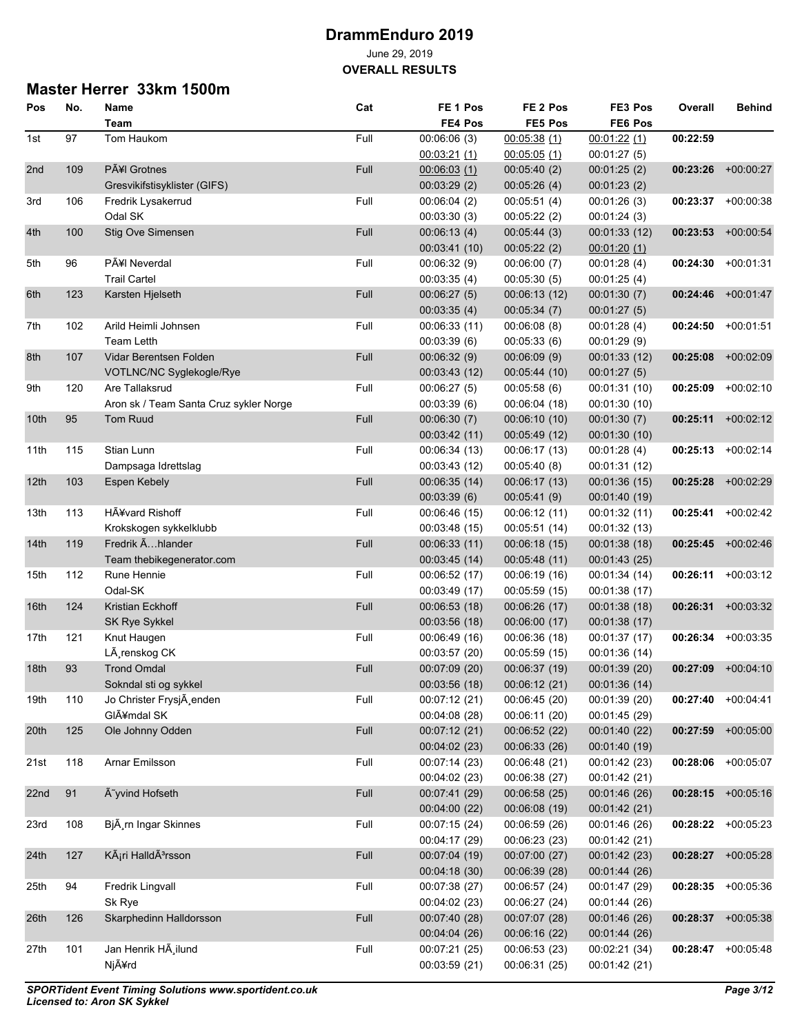# DrammEnduro 2019

June 29, 2019

**OVERALL RESULTS**

## Master Herrer 33km 1500m

| Pos | No. | Name / Team | Cat | FE 1 Pos / FE4 Pos | FE 2 Pos / FE5 Pos | FE3 Pos / FE6 Pos | Overall | Behind |
|---|---|---|---|---|---|---|---|---|
| 1st | 97 | Tom Haukom | Full | 00:06:06 (3) | 00:05:38 (1) | 00:01:22 (1) | **00:22:59** | |
| | | | | 00:03:21 (1) | 00:05:05 (1) | 00:01:27 (5) | | |
| 2nd | 109 | PÃ¥l Grotnes | Full | 00:06:03 (1) | 00:05:40 (2) | 00:01:25 (2) | **00:23:26** | +00:00:27 |
| | | Gresvikifstisyklister (GIFS) | | 00:03:29 (2) | 00:05:26 (4) | 00:01:23 (2) | | |
| 3rd | 106 | Fredrik Lysakerrud | Full | 00:06:04 (2) | 00:05:51 (4) | 00:01:26 (3) | **00:23:37** | +00:00:38 |
| | | Odal SK | | 00:03:30 (3) | 00:05:22 (2) | 00:01:24 (3) | | |
| 4th | 100 | Stig Ove Simensen | Full | 00:06:13 (4) | 00:05:44 (3) | 00:01:33 (12) | **00:23:53** | +00:00:54 |
| | | | | 00:03:41 (10) | 00:05:22 (2) | 00:01:20 (1) | | |
| 5th | 96 | PÃ¥l Neverdal | Full | 00:06:32 (9) | 00:06:00 (7) | 00:01:28 (4) | **00:24:30** | +00:01:31 |
| | | Trail Cartel | | 00:03:35 (4) | 00:05:30 (5) | 00:01:25 (4) | | |
| 6th | 123 | Karsten Hjelseth | Full | 00:06:27 (5) | 00:06:13 (12) | 00:01:30 (7) | **00:24:46** | +00:01:47 |
| | | | | 00:03:35 (4) | 00:05:34 (7) | 00:01:27 (5) | | |
| 7th | 102 | Arild Heimli Johnsen | Full | 00:06:33 (11) | 00:06:08 (8) | 00:01:28 (4) | **00:24:50** | +00:01:51 |
| | | Team Letth | | 00:03:39 (6) | 00:05:33 (6) | 00:01:29 (9) | | |
| 8th | 107 | Vidar Berentsen Folden | Full | 00:06:32 (9) | 00:06:09 (9) | 00:01:33 (12) | **00:25:08** | +00:02:09 |
| | | VOTLNC/NC Syglekogle/Rye | | 00:03:43 (12) | 00:05:44 (10) | 00:01:27 (5) | | |
| 9th | 120 | Are Tallaksrud | Full | 00:06:27 (5) | 00:05:58 (6) | 00:01:31 (10) | **00:25:09** | +00:02:10 |
| | | Aron sk / Team Santa Cruz sykler Norge | | 00:03:39 (6) | 00:06:04 (18) | 00:01:30 (10) | | |
| 10th | 95 | Tom Ruud | Full | 00:06:30 (7) | 00:06:10 (10) | 00:01:30 (7) | **00:25:11** | +00:02:12 |
| | | | | 00:03:42 (11) | 00:05:49 (12) | 00:01:30 (10) | | |
| 11th | 115 | Stian Lunn | Full | 00:06:34 (13) | 00:06:17 (13) | 00:01:28 (4) | **00:25:13** | +00:02:14 |
| | | Dampsaga Idrettslag | | 00:03:43 (12) | 00:05:40 (8) | 00:01:31 (12) | | |
| 12th | 103 | Espen Kebely | Full | 00:06:35 (14) | 00:06:17 (13) | 00:01:36 (15) | **00:25:28** | +00:02:29 |
| | | | | 00:03:39 (6) | 00:05:41 (9) | 00:01:40 (19) | | |
| 13th | 113 | HÃ¥vard Rishoff | Full | 00:06:46 (15) | 00:06:12 (11) | 00:01:32 (11) | **00:25:41** | +00:02:42 |
| | | Krokskogen sykkelklubb | | 00:03:48 (15) | 00:05:51 (14) | 00:01:32 (13) | | |
| 14th | 119 | Fredrik Ã…hlander | Full | 00:06:33 (11) | 00:06:18 (15) | 00:01:38 (18) | **00:25:45** | +00:02:46 |
| | | Team thebikegenerator.com | | 00:03:45 (14) | 00:05:48 (11) | 00:01:43 (25) | | |
| 15th | 112 | Rune Hennie | Full | 00:06:52 (17) | 00:06:19 (16) | 00:01:34 (14) | **00:26:11** | +00:03:12 |
| | | Odal-SK | | 00:03:49 (17) | 00:05:59 (15) | 00:01:38 (17) | | |
| 16th | 124 | Kristian Eckhoff | Full | 00:06:53 (18) | 00:06:26 (17) | 00:01:38 (18) | **00:26:31** | +00:03:32 |
| | | SK Rye Sykkel | | 00:03:56 (18) | 00:06:00 (17) | 00:01:38 (17) | | |
| 17th | 121 | Knut Haugen | Full | 00:06:49 (16) | 00:06:36 (18) | 00:01:37 (17) | **00:26:34** | +00:03:35 |
| | | LÃ¸renskog CK | | 00:03:57 (20) | 00:05:59 (15) | 00:01:36 (14) | | |
| 18th | 93 | Trond Omdal | Full | 00:07:09 (20) | 00:06:37 (19) | 00:01:39 (20) | **00:27:09** | +00:04:10 |
| | | Sokndal sti og sykkel | | 00:03:56 (18) | 00:06:12 (21) | 00:01:36 (14) | | |
| 19th | 110 | Jo Christer FrysjÃ¸enden | Full | 00:07:12 (21) | 00:06:45 (20) | 00:01:39 (20) | **00:27:40** | +00:04:41 |
| | | GlÃ¥mdal SK | | 00:04:08 (28) | 00:06:11 (20) | 00:01:45 (29) | | |
| 20th | 125 | Ole Johnny Odden | Full | 00:07:12 (21) | 00:06:52 (22) | 00:01:40 (22) | **00:27:59** | +00:05:00 |
| | | | | 00:04:02 (23) | 00:06:33 (26) | 00:01:40 (19) | | |
| 21st | 118 | Arnar Emilsson | Full | 00:07:14 (23) | 00:06:48 (21) | 00:01:42 (23) | **00:28:06** | +00:05:07 |
| | | | | 00:04:02 (23) | 00:06:38 (27) | 00:01:42 (21) | | |
| 22nd | 91 | Ã˜yvind Hofseth | Full | 00:07:41 (29) | 00:06:58 (25) | 00:01:46 (26) | **00:28:15** | +00:05:16 |
| | | | | 00:04:00 (22) | 00:06:08 (19) | 00:01:42 (21) | | |
| 23rd | 108 | BjÃ¸rn Ingar Skinnes | Full | 00:07:15 (24) | 00:06:59 (26) | 00:01:46 (26) | **00:28:22** | +00:05:23 |
| | | | | 00:04:17 (29) | 00:06:23 (23) | 00:01:42 (21) | | |
| 24th | 127 | KÃ¡ri HalldÃ³rsson | Full | 00:07:04 (19) | 00:07:00 (27) | 00:01:42 (23) | **00:28:27** | +00:05:28 |
| | | | | 00:04:18 (30) | 00:06:39 (28) | 00:01:44 (26) | | |
| 25th | 94 | Fredrik Lingvall | Full | 00:07:38 (27) | 00:06:57 (24) | 00:01:47 (29) | **00:28:35** | +00:05:36 |
| | | Sk Rye | | 00:04:02 (23) | 00:06:27 (24) | 00:01:44 (26) | | |
| 26th | 126 | Skarphedinn Halldorsson | Full | 00:07:40 (28) | 00:07:07 (28) | 00:01:46 (26) | **00:28:37** | +00:05:38 |
| | | | | 00:04:04 (26) | 00:06:16 (22) | 00:01:44 (26) | | |
| 27th | 101 | Jan Henrik HÃ¸ilund | Full | 00:07:21 (25) | 00:06:53 (23) | 00:02:21 (34) | **00:28:47** | +00:05:48 |
| | | NjÃ¥rd | | 00:03:59 (21) | 00:06:31 (25) | 00:01:42 (21) | | |

***SPORTident Event Timing Solutions www.sportident.co.uk***
***Licensed to: Aron SK Sykkel***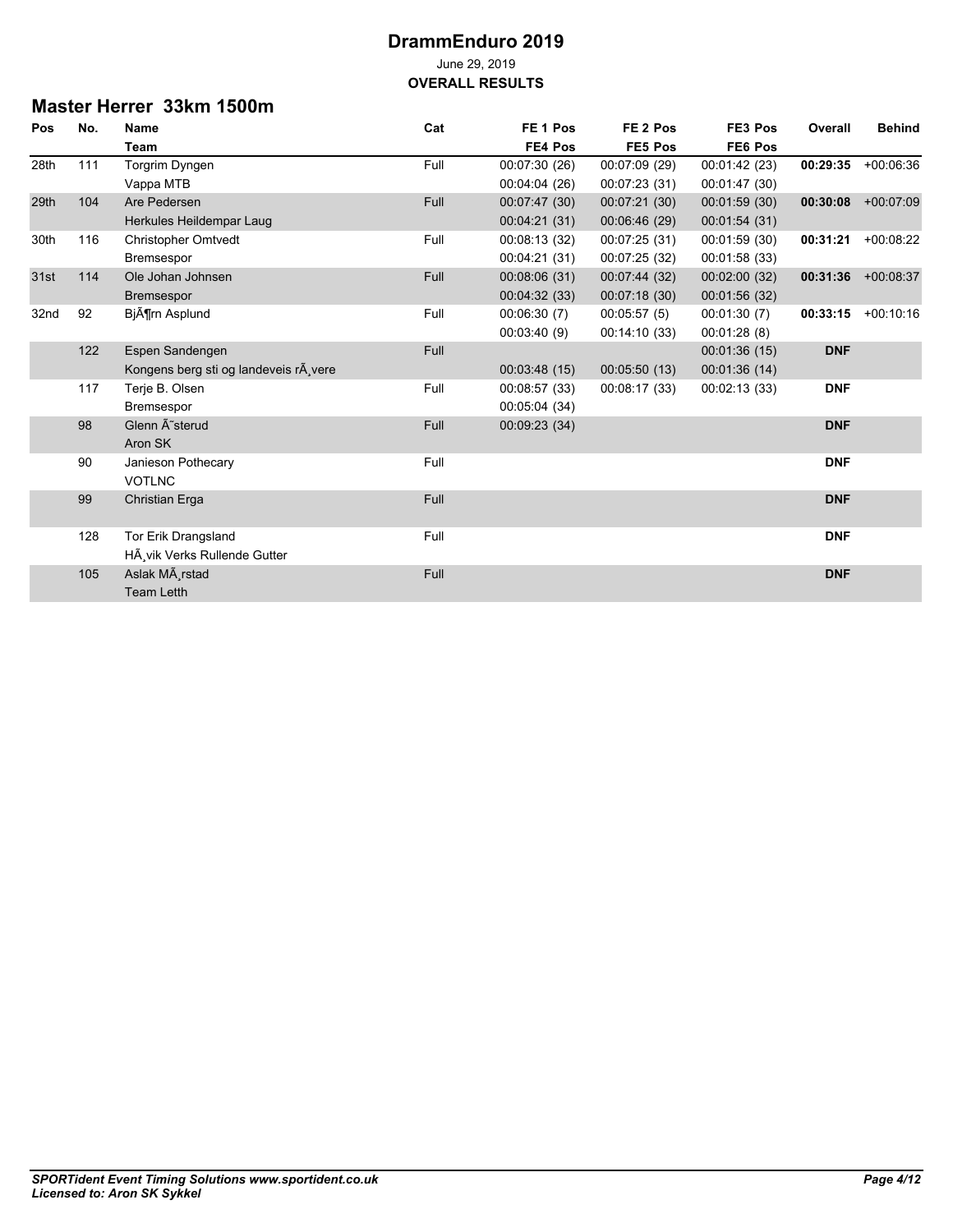# DrammEnduro 2019

June 29, 2019

**OVERALL RESULTS**

## Master Herrer 33km 1500m

| Pos | No. | Name / Team | Cat | FE 1 Pos / FE4 Pos | FE 2 Pos / FE5 Pos | FE3 Pos / FE6 Pos | Overall | Behind |
|---|---|---|---|---|---|---|---|---|
| 28th | 111 | Torgrim Dyngen | Full | 00:07:30 (26) | 00:07:09 (29) | 00:01:42 (23) | **00:29:35** | +00:06:36 |
| | | Vappa MTB | | 00:04:04 (26) | 00:07:23 (31) | 00:01:47 (30) | | |
| 29th | 104 | Are Pedersen | Full | 00:07:47 (30) | 00:07:21 (30) | 00:01:59 (30) | **00:30:08** | +00:07:09 |
| | | Herkules Heildempar Laug | | 00:04:21 (31) | 00:06:46 (29) | 00:01:54 (31) | | |
| 30th | 116 | Christopher Omtvedt | Full | 00:08:13 (32) | 00:07:25 (31) | 00:01:59 (30) | **00:31:21** | +00:08:22 |
| | | Bremsespor | | 00:04:21 (31) | 00:07:25 (32) | 00:01:58 (33) | | |
| 31st | 114 | Ole Johan Johnsen | Full | 00:08:06 (31) | 00:07:44 (32) | 00:02:00 (32) | **00:31:36** | +00:08:37 |
| | | Bremsespor | | 00:04:32 (33) | 00:07:18 (30) | 00:01:56 (32) | | |
| 32nd | 92 | BjÃ¶rn Asplund | Full | 00:06:30 (7) | 00:05:57 (5) | 00:01:30 (7) | **00:33:15** | +00:10:16 |
| | | | | 00:03:40 (9) | 00:14:10 (33) | 00:01:28 (8) | | |
| | 122 | Espen Sandengen | Full | | | 00:01:36 (15) | **DNF** | |
| | | Kongens berg sti og landeveis rÃ¸vere | | 00:03:48 (15) | 00:05:50 (13) | 00:01:36 (14) | | |
| | 117 | Terje B. Olsen | Full | 00:08:57 (33) | 00:08:17 (33) | 00:02:13 (33) | **DNF** | |
| | | Bremsespor | | 00:05:04 (34) | | | | |
| | 98 | Glenn Ã˜sterud | Full | 00:09:23 (34) | | | **DNF** | |
| | | Aron SK | | | | | | |
| | 90 | Janieson Pothecary | Full | | | | **DNF** | |
| | | VOTLNC | | | | | | |
| | 99 | Christian Erga | Full | | | | **DNF** | |
| | 128 | Tor Erik Drangsland | Full | | | | **DNF** | |
| | | HÃ¸vik Verks Rullende Gutter | | | | | | |
| | 105 | Aslak MÃ¸rstad | Full | | | | **DNF** | |
| | | Team Letth | | | | | | |

*SPORTident Event Timing Solutions www.sportident.co.uk*
*Licensed to: Aron SK Sykkel*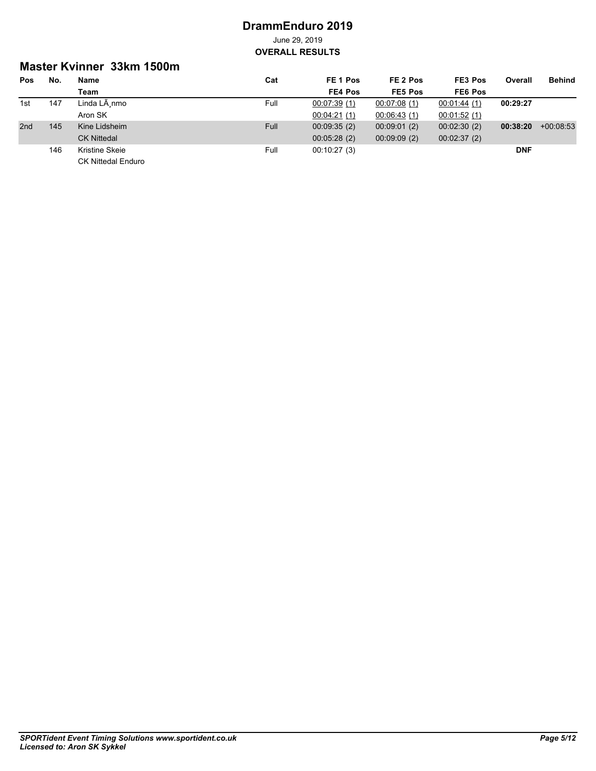# DrammEnduro 2019

June 29, 2019

**OVERALL RESULTS**

## Master Kvinner 33km 1500m

| Pos | No. | Name / Team | Cat | FE 1 Pos / FE4 Pos | FE 2 Pos / FE5 Pos | FE3 Pos / FE6 Pos | Overall | Behind |
|---|---|---|---|---|---|---|---|---|
| 1st | 147 | Linda LÃ¸nmo | Full | 00:07:39 (1) | 00:07:08 (1) | 00:01:44 (1) | **00:29:27** | |
| | | Aron SK | | 00:04:21 (1) | 00:06:43 (1) | 00:01:52 (1) | | |
| 2nd | 145 | Kine Lidsheim | Full | 00:09:35 (2) | 00:09:01 (2) | 00:02:30 (2) | **00:38:20** | +00:08:53 |
| | | CK Nittedal | | 00:05:28 (2) | 00:09:09 (2) | 00:02:37 (2) | | |
| | 146 | Kristine Skeie | Full | 00:10:27 (3) | | | **DNF** | |
| | | CK Nittedal Enduro | | | | | | |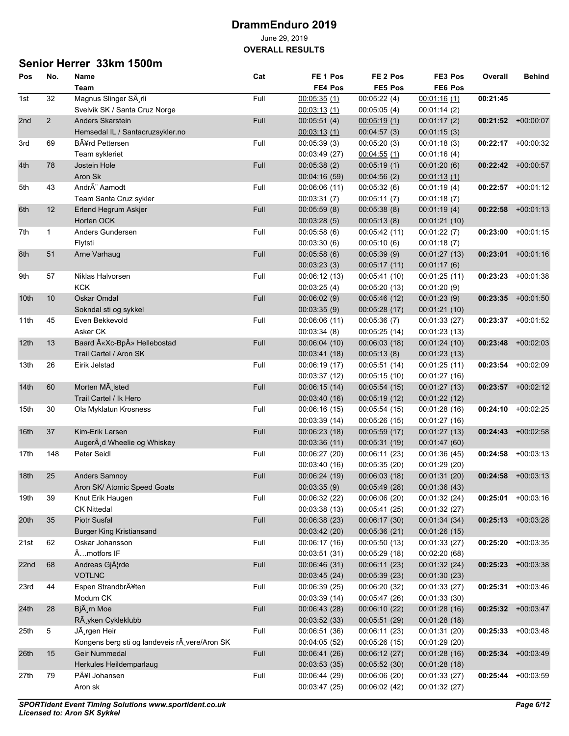# DrammEnduro 2019

June 29, 2019

**OVERALL RESULTS**

## Senior Herrer 33km 1500m

| Pos | No. | Name / Team | Cat | FE 1 Pos / FE4 Pos | FE 2 Pos / FE5 Pos | FE3 Pos / FE6 Pos | Overall | Behind |
|---|---|---|---|---|---|---|---|---|
| 1st | 32 | Magnus Slinger SÃ¸rli | Full | 00:05:35 (1) | 00:05:22 (4) | 00:01:16 (1) | **00:21:45** | |
| | | Svelvik SK / Santa Cruz Norge | | 00:03:13 (1) | 00:05:05 (4) | 00:01:14 (2) | | |
| 2nd | 2 | Anders Skarstein | Full | 00:05:51 (4) | 00:05:19 (1) | 00:01:17 (2) | **00:21:52** | +00:00:07 |
| | | Hemsedal IL / Santacruzsykler.no | | 00:03:13 (1) | 00:04:57 (3) | 00:01:15 (3) | | |
| 3rd | 69 | BÃ¥rd Pettersen | Full | 00:05:39 (3) | 00:05:20 (3) | 00:01:18 (3) | **00:22:17** | +00:00:32 |
| | | Team sykleriet | | 00:03:49 (27) | 00:04:55 (1) | 00:01:16 (4) | | |
| 4th | 78 | Jostein Hole | Full | 00:05:38 (2) | 00:05:19 (1) | 00:01:20 (6) | **00:22:42** | +00:00:57 |
| | | Aron Sk | | 00:04:16 (59) | 00:04:56 (2) | 00:01:13 (1) | | |
| 5th | 43 | AndrÃ¨ Aamodt | Full | 00:06:06 (11) | 00:05:32 (6) | 00:01:19 (4) | **00:22:57** | +00:01:12 |
| | | Team Santa Cruz sykler | | 00:03:31 (7) | 00:05:11 (7) | 00:01:18 (7) | | |
| 6th | 12 | Erlend Hegrum Askjer | Full | 00:05:59 (8) | 00:05:38 (8) | 00:01:19 (4) | **00:22:58** | +00:01:13 |
| | | Horten OCK | | 00:03:28 (5) | 00:05:13 (8) | 00:01:21 (10) | | |
| 7th | 1 | Anders Gundersen | Full | 00:05:58 (6) | 00:05:42 (11) | 00:01:22 (7) | **00:23:00** | +00:01:15 |
| | | Flytsti | | 00:03:30 (6) | 00:05:10 (6) | 00:01:18 (7) | | |
| 8th | 51 | Arne Varhaug | Full | 00:05:58 (6) | 00:05:39 (9) | 00:01:27 (13) | **00:23:01** | +00:01:16 |
| | | | | 00:03:23 (3) | 00:05:17 (11) | 00:01:17 (6) | | |
| 9th | 57 | Niklas Halvorsen | Full | 00:06:12 (13) | 00:05:41 (10) | 00:01:25 (11) | **00:23:23** | +00:01:38 |
| | | KCK | | 00:03:25 (4) | 00:05:20 (13) | 00:01:20 (9) | | |
| 10th | 10 | Oskar Omdal | Full | 00:06:02 (9) | 00:05:46 (12) | 00:01:23 (9) | **00:23:35** | +00:01:50 |
| | | Sokndal sti og sykkel | | 00:03:35 (9) | 00:05:28 (17) | 00:01:21 (10) | | |
| 11th | 45 | Even Bekkevold | Full | 00:06:06 (11) | 00:05:36 (7) | 00:01:33 (27) | **00:23:37** | +00:01:52 |
| | | Asker CK | | 00:03:34 (8) | 00:05:25 (14) | 00:01:23 (13) | | |
| 12th | 13 | Baard Â«Xc-BpÂ» Hellebostad | Full | 00:06:04 (10) | 00:06:03 (18) | 00:01:24 (10) | **00:23:48** | +00:02:03 |
| | | Trail Cartel / Aron SK | | 00:03:41 (18) | 00:05:13 (8) | 00:01:23 (13) | | |
| 13th | 26 | Eirik Jelstad | Full | 00:06:19 (17) | 00:05:51 (14) | 00:01:25 (11) | **00:23:54** | +00:02:09 |
| | | | | 00:03:37 (12) | 00:05:15 (10) | 00:01:27 (16) | | |
| 14th | 60 | Morten MÃ¸lsted | Full | 00:06:15 (14) | 00:05:54 (15) | 00:01:27 (13) | **00:23:57** | +00:02:12 |
| | | Trail Cartel / Ik Hero | | 00:03:40 (16) | 00:05:19 (12) | 00:01:22 (12) | | |
| 15th | 30 | Ola Myklatun Krosness | Full | 00:06:16 (15) | 00:05:54 (15) | 00:01:28 (16) | **00:24:10** | +00:02:25 |
| | | | | 00:03:39 (14) | 00:05:26 (15) | 00:01:27 (16) | | |
| 16th | 37 | Kim-Erik Larsen | Full | 00:06:23 (18) | 00:05:59 (17) | 00:01:27 (13) | **00:24:43** | +00:02:58 |
| | | AugerÃ¸d Wheelie og Whiskey | | 00:03:36 (11) | 00:05:31 (19) | 00:01:47 (60) | | |
| 17th | 148 | Peter Seidl | Full | 00:06:27 (20) | 00:06:11 (23) | 00:01:36 (45) | **00:24:58** | +00:03:13 |
| | | | | 00:03:40 (16) | 00:05:35 (20) | 00:01:29 (20) | | |
| 18th | 25 | Anders Samnoy | Full | 00:06:24 (19) | 00:06:03 (18) | 00:01:31 (20) | **00:24:58** | +00:03:13 |
| | | Aron SK/ Atomic Speed Goats | | 00:03:35 (9) | 00:05:49 (28) | 00:01:36 (43) | | |
| 19th | 39 | Knut Erik Haugen | Full | 00:06:32 (22) | 00:06:06 (20) | 00:01:32 (24) | **00:25:01** | +00:03:16 |
| | | CK Nittedal | | 00:03:38 (13) | 00:05:41 (25) | 00:01:32 (27) | | |
| 20th | 35 | Piotr Susfal | Full | 00:06:38 (23) | 00:06:17 (30) | 00:01:34 (34) | **00:25:13** | +00:03:28 |
| | | Burger King Kristiansand | | 00:03:42 (20) | 00:05:36 (21) | 00:01:26 (15) | | |
| 21st | 62 | Oskar Johansson | Full | 00:06:17 (16) | 00:05:50 (13) | 00:01:33 (27) | **00:25:20** | +00:03:35 |
| | | Ã…motfors IF | | 00:03:51 (31) | 00:05:29 (18) | 00:02:20 (68) | | |
| 22nd | 68 | Andreas GjÃ¦rde | Full | 00:06:46 (31) | 00:06:11 (23) | 00:01:32 (24) | **00:25:23** | +00:03:38 |
| | | VOTLNC | | 00:03:45 (24) | 00:05:39 (23) | 00:01:30 (23) | | |
| 23rd | 44 | Espen StrandbrÃ¥ten | Full | 00:06:39 (25) | 00:06:20 (32) | 00:01:33 (27) | **00:25:31** | +00:03:46 |
| | | Modum CK | | 00:03:39 (14) | 00:05:47 (26) | 00:01:33 (30) | | |
| 24th | 28 | BjÃ¸rn Moe | Full | 00:06:43 (28) | 00:06:10 (22) | 00:01:28 (16) | **00:25:32** | +00:03:47 |
| | | RÃ¸yken Cykleklubb | | 00:03:52 (33) | 00:05:51 (29) | 00:01:28 (18) | | |
| 25th | 5 | JÃ¸rgen Heir | Full | 00:06:51 (36) | 00:06:11 (23) | 00:01:31 (20) | **00:25:33** | +00:03:48 |
| | | Kongens berg sti og landeveis rÃ¸vere/Aron SK | | 00:04:05 (52) | 00:05:26 (15) | 00:01:29 (20) | | |
| 26th | 15 | Geir Nummedal | Full | 00:06:41 (26) | 00:06:12 (27) | 00:01:28 (16) | **00:25:34** | +00:03:49 |
| | | Herkules Heildemparlaug | | 00:03:53 (35) | 00:05:52 (30) | 00:01:28 (18) | | |
| 27th | 79 | PÃ¥l Johansen | Full | 00:06:44 (29) | 00:06:06 (20) | 00:01:33 (27) | **00:25:44** | +00:03:59 |
| | | Aron sk | | 00:03:47 (25) | 00:06:02 (42) | 00:01:32 (27) | | |

*SPORTident Event Timing Solutions www.sportident.co.uk*
*Licensed to: Aron SK Sykkel*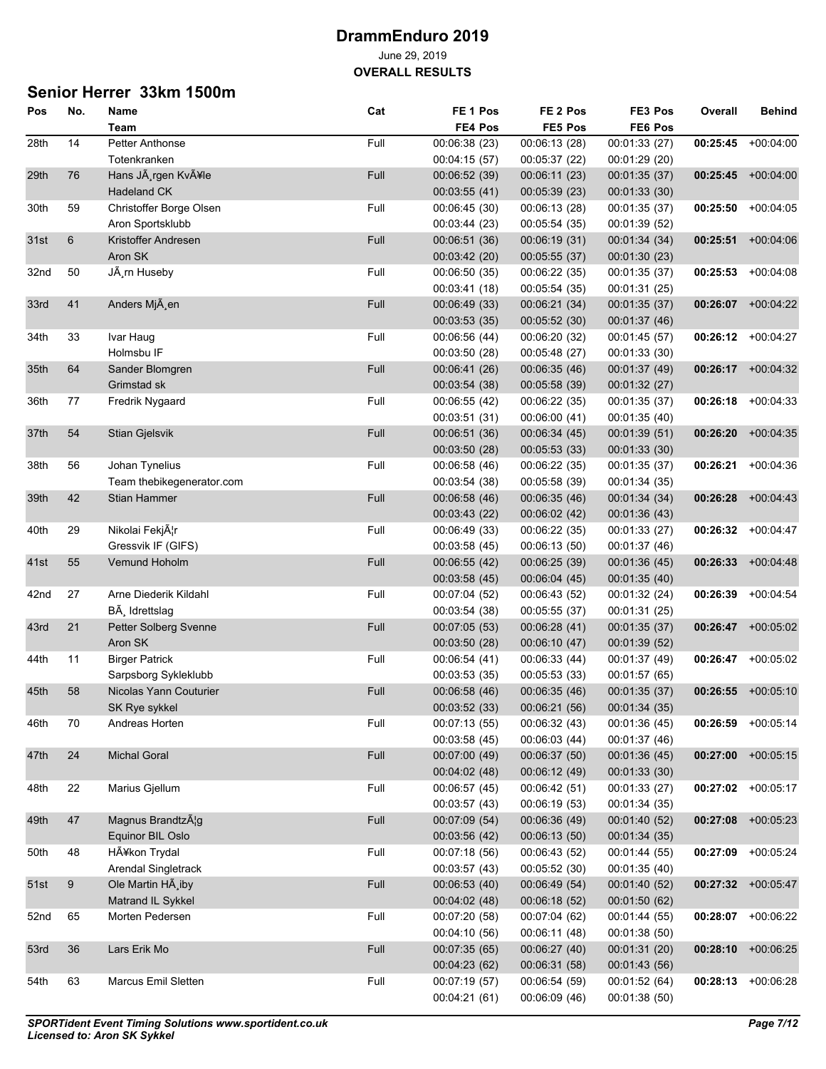# DrammEnduro 2019

June 29, 2019

**OVERALL RESULTS**

## Senior Herrer 33km 1500m

| Pos | No. | Name / Team | Cat | FE 1 Pos / FE4 Pos | FE 2 Pos / FE5 Pos | FE3 Pos / FE6 Pos | Overall | Behind |
|---|---|---|---|---|---|---|---|---|
| 28th | 14 | Petter Anthonse | Full | 00:06:38 (23) | 00:06:13 (28) | 00:01:33 (27) | **00:25:45** | +00:04:00 |
| | | Totenkranken | | 00:04:15 (57) | 00:05:37 (22) | 00:01:29 (20) | | |
| 29th | 76 | Hans JÃ¸rgen KvÃ¥le | Full | 00:06:52 (39) | 00:06:11 (23) | 00:01:35 (37) | **00:25:45** | +00:04:00 |
| | | Hadeland CK | | 00:03:55 (41) | 00:05:39 (23) | 00:01:33 (30) | | |
| 30th | 59 | Christoffer Borge Olsen | Full | 00:06:45 (30) | 00:06:13 (28) | 00:01:35 (37) | **00:25:50** | +00:04:05 |
| | | Aron Sportsklubb | | 00:03:44 (23) | 00:05:54 (35) | 00:01:39 (52) | | |
| 31st | 6 | Kristoffer Andresen | Full | 00:06:51 (36) | 00:06:19 (31) | 00:01:34 (34) | **00:25:51** | +00:04:06 |
| | | Aron SK | | 00:03:42 (20) | 00:05:55 (37) | 00:01:30 (23) | | |
| 32nd | 50 | JÃ¸rn Huseby | Full | 00:06:50 (35) | 00:06:22 (35) | 00:01:35 (37) | **00:25:53** | +00:04:08 |
| | | | | 00:03:41 (18) | 00:05:54 (35) | 00:01:31 (25) | | |
| 33rd | 41 | Anders MjÃ¸en | Full | 00:06:49 (33) | 00:06:21 (34) | 00:01:35 (37) | **00:26:07** | +00:04:22 |
| | | | | 00:03:53 (35) | 00:05:52 (30) | 00:01:37 (46) | | |
| 34th | 33 | Ivar Haug | Full | 00:06:56 (44) | 00:06:20 (32) | 00:01:45 (57) | **00:26:12** | +00:04:27 |
| | | Holmsbu IF | | 00:03:50 (28) | 00:05:48 (27) | 00:01:33 (30) | | |
| 35th | 64 | Sander Blomgren | Full | 00:06:41 (26) | 00:06:35 (46) | 00:01:37 (49) | **00:26:17** | +00:04:32 |
| | | Grimstad sk | | 00:03:54 (38) | 00:05:58 (39) | 00:01:32 (27) | | |
| 36th | 77 | Fredrik Nygaard | Full | 00:06:55 (42) | 00:06:22 (35) | 00:01:35 (37) | **00:26:18** | +00:04:33 |
| | | | | 00:03:51 (31) | 00:06:00 (41) | 00:01:35 (40) | | |
| 37th | 54 | Stian Gjelsvik | Full | 00:06:51 (36) | 00:06:34 (45) | 00:01:39 (51) | **00:26:20** | +00:04:35 |
| | | | | 00:03:50 (28) | 00:05:53 (33) | 00:01:33 (30) | | |
| 38th | 56 | Johan Tynelius | Full | 00:06:58 (46) | 00:06:22 (35) | 00:01:35 (37) | **00:26:21** | +00:04:36 |
| | | Team thebikegenerator.com | | 00:03:54 (38) | 00:05:58 (39) | 00:01:34 (35) | | |
| 39th | 42 | Stian Hammer | Full | 00:06:58 (46) | 00:06:35 (46) | 00:01:34 (34) | **00:26:28** | +00:04:43 |
| | | | | 00:03:43 (22) | 00:06:02 (42) | 00:01:36 (43) | | |
| 40th | 29 | Nikolai FekjÃ¦r | Full | 00:06:49 (33) | 00:06:22 (35) | 00:01:33 (27) | **00:26:32** | +00:04:47 |
| | | Gressvik IF (GIFS) | | 00:03:58 (45) | 00:06:13 (50) | 00:01:37 (46) | | |
| 41st | 55 | Vemund Hoholm | Full | 00:06:55 (42) | 00:06:25 (39) | 00:01:36 (45) | **00:26:33** | +00:04:48 |
| | | | | 00:03:58 (45) | 00:06:04 (45) | 00:01:35 (40) | | |
| 42nd | 27 | Arne Diederik Kildahl | Full | 00:07:04 (52) | 00:06:43 (52) | 00:01:32 (24) | **00:26:39** | +00:04:54 |
| | | BÃ¸ Idrettslag | | 00:03:54 (38) | 00:05:55 (37) | 00:01:31 (25) | | |
| 43rd | 21 | Petter Solberg Svenne | Full | 00:07:05 (53) | 00:06:28 (41) | 00:01:35 (37) | **00:26:47** | +00:05:02 |
| | | Aron SK | | 00:03:50 (28) | 00:06:10 (47) | 00:01:39 (52) | | |
| 44th | 11 | Birger Patrick | Full | 00:06:54 (41) | 00:06:33 (44) | 00:01:37 (49) | **00:26:47** | +00:05:02 |
| | | Sarpsborg Sykleklubb | | 00:03:53 (35) | 00:05:53 (33) | 00:01:57 (65) | | |
| 45th | 58 | Nicolas Yann Couturier | Full | 00:06:58 (46) | 00:06:35 (46) | 00:01:35 (37) | **00:26:55** | +00:05:10 |
| | | SK Rye sykkel | | 00:03:52 (33) | 00:06:21 (56) | 00:01:34 (35) | | |
| 46th | 70 | Andreas Horten | Full | 00:07:13 (55) | 00:06:32 (43) | 00:01:36 (45) | **00:26:59** | +00:05:14 |
| | | | | 00:03:58 (45) | 00:06:03 (44) | 00:01:37 (46) | | |
| 47th | 24 | Michal Goral | Full | 00:07:00 (49) | 00:06:37 (50) | 00:01:36 (45) | **00:27:00** | +00:05:15 |
| | | | | 00:04:02 (48) | 00:06:12 (49) | 00:01:33 (30) | | |
| 48th | 22 | Marius Gjellum | Full | 00:06:57 (45) | 00:06:42 (51) | 00:01:33 (27) | **00:27:02** | +00:05:17 |
| | | | | 00:03:57 (43) | 00:06:19 (53) | 00:01:34 (35) | | |
| 49th | 47 | Magnus BrandtzÃ¦g | Full | 00:07:09 (54) | 00:06:36 (49) | 00:01:40 (52) | **00:27:08** | +00:05:23 |
| | | Equinor BIL Oslo | | 00:03:56 (42) | 00:06:13 (50) | 00:01:34 (35) | | |
| 50th | 48 | HÃ¥kon Trydal | Full | 00:07:18 (56) | 00:06:43 (52) | 00:01:44 (55) | **00:27:09** | +00:05:24 |
| | | Arendal Singletrack | | 00:03:57 (43) | 00:05:52 (30) | 00:01:35 (40) | | |
| 51st | 9 | Ole Martin HÃ¸iby | Full | 00:06:53 (40) | 00:06:49 (54) | 00:01:40 (52) | **00:27:32** | +00:05:47 |
| | | Matrand IL Sykkel | | 00:04:02 (48) | 00:06:18 (52) | 00:01:50 (62) | | |
| 52nd | 65 | Morten Pedersen | Full | 00:07:20 (58) | 00:07:04 (62) | 00:01:44 (55) | **00:28:07** | +00:06:22 |
| | | | | 00:04:10 (56) | 00:06:11 (48) | 00:01:38 (50) | | |
| 53rd | 36 | Lars Erik Mo | Full | 00:07:35 (65) | 00:06:27 (40) | 00:01:31 (20) | **00:28:10** | +00:06:25 |
| | | | | 00:04:23 (62) | 00:06:31 (58) | 00:01:43 (56) | | |
| 54th | 63 | Marcus Emil Sletten | Full | 00:07:19 (57) | 00:06:54 (59) | 00:01:52 (64) | **00:28:13** | +00:06:28 |
| | | | | 00:04:21 (61) | 00:06:09 (46) | 00:01:38 (50) | | |

*SPORTident Event Timing Solutions www.sportident.co.uk*
*Licensed to: Aron SK Sykkel*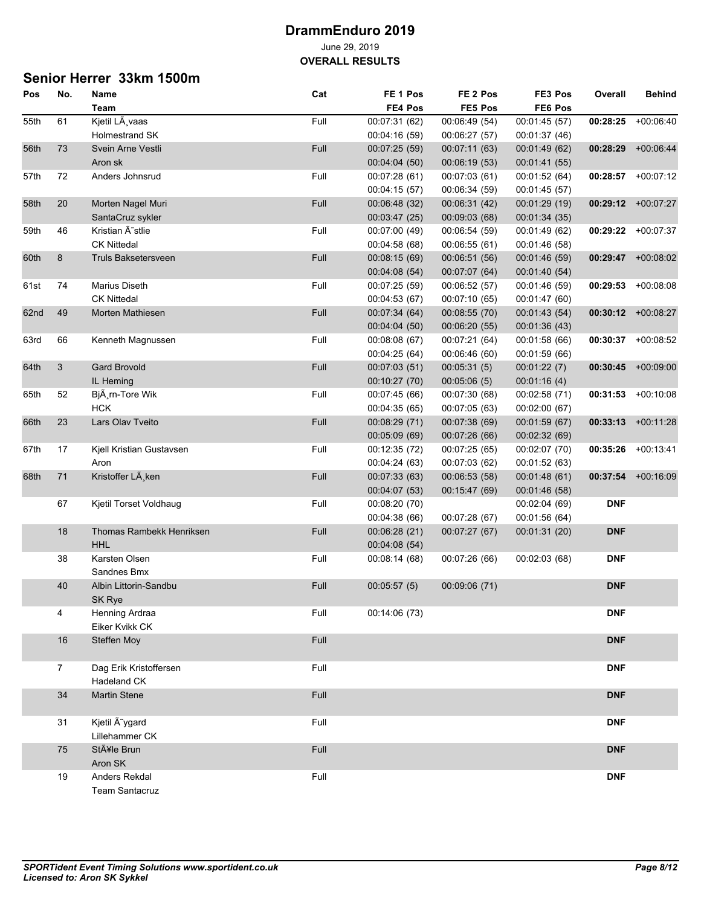# DrammEnduro 2019

June 29, 2019

**OVERALL RESULTS**

## Senior Herrer 33km 1500m

| Pos | No. | Name / Team | Cat | FE 1 Pos / FE4 Pos | FE 2 Pos / FE5 Pos | FE3 Pos / FE6 Pos | Overall | Behind |
|---|---|---|---|---|---|---|---|---|
| 55th | 61 | Kjetil LÃ¸vaas | Full | 00:07:31 (62) | 00:06:49 (54) | 00:01:45 (57) | **00:28:25** | +00:06:40 |
| | | Holmestrand SK | | 00:04:16 (59) | 00:06:27 (57) | 00:01:37 (46) | | |
| 56th | 73 | Svein Arne Vestli | Full | 00:07:25 (59) | 00:07:11 (63) | 00:01:49 (62) | **00:28:29** | +00:06:44 |
| | | Aron sk | | 00:04:04 (50) | 00:06:19 (53) | 00:01:41 (55) | | |
| 57th | 72 | Anders Johnsrud | Full | 00:07:28 (61) | 00:07:03 (61) | 00:01:52 (64) | **00:28:57** | +00:07:12 |
| | | | | 00:04:15 (57) | 00:06:34 (59) | 00:01:45 (57) | | |
| 58th | 20 | Morten Nagel Muri | Full | 00:06:48 (32) | 00:06:31 (42) | 00:01:29 (19) | **00:29:12** | +00:07:27 |
| | | SantaCruz sykler | | 00:03:47 (25) | 00:09:03 (68) | 00:01:34 (35) | | |
| 59th | 46 | Kristian Ã˜stlie | Full | 00:07:00 (49) | 00:06:54 (59) | 00:01:49 (62) | **00:29:22** | +00:07:37 |
| | | CK Nittedal | | 00:04:58 (68) | 00:06:55 (61) | 00:01:46 (58) | | |
| 60th | 8 | Truls Baksetersveen | Full | 00:08:15 (69) | 00:06:51 (56) | 00:01:46 (59) | **00:29:47** | +00:08:02 |
| | | | | 00:04:08 (54) | 00:07:07 (64) | 00:01:40 (54) | | |
| 61st | 74 | Marius Diseth | Full | 00:07:25 (59) | 00:06:52 (57) | 00:01:46 (59) | **00:29:53** | +00:08:08 |
| | | CK Nittedal | | 00:04:53 (67) | 00:07:10 (65) | 00:01:47 (60) | | |
| 62nd | 49 | Morten Mathiesen | Full | 00:07:34 (64) | 00:08:55 (70) | 00:01:43 (54) | **00:30:12** | +00:08:27 |
| | | | | 00:04:04 (50) | 00:06:20 (55) | 00:01:36 (43) | | |
| 63rd | 66 | Kenneth Magnussen | Full | 00:08:08 (67) | 00:07:21 (64) | 00:01:58 (66) | **00:30:37** | +00:08:52 |
| | | | | 00:04:25 (64) | 00:06:46 (60) | 00:01:59 (66) | | |
| 64th | 3 | Gard Brovold | Full | 00:07:03 (51) | 00:05:31 (5) | 00:01:22 (7) | **00:30:45** | +00:09:00 |
| | | IL Heming | | 00:10:27 (70) | 00:05:06 (5) | 00:01:16 (4) | | |
| 65th | 52 | BjÃ¸rn-Tore Wik | Full | 00:07:45 (66) | 00:07:30 (68) | 00:02:58 (71) | **00:31:53** | +00:10:08 |
| | | HCK | | 00:04:35 (65) | 00:07:05 (63) | 00:02:00 (67) | | |
| 66th | 23 | Lars Olav Tveito | Full | 00:08:29 (71) | 00:07:38 (69) | 00:01:59 (67) | **00:33:13** | +00:11:28 |
| | | | | 00:05:09 (69) | 00:07:26 (66) | 00:02:32 (69) | | |
| 67th | 17 | Kjell Kristian Gustavsen | Full | 00:12:35 (72) | 00:07:25 (65) | 00:02:07 (70) | **00:35:26** | +00:13:41 |
| | | Aron | | 00:04:24 (63) | 00:07:03 (62) | 00:01:52 (63) | | |
| 68th | 71 | Kristoffer LÃ¸ken | Full | 00:07:33 (63) | 00:06:53 (58) | 00:01:48 (61) | **00:37:54** | +00:16:09 |
| | | | | 00:04:07 (53) | 00:15:47 (69) | 00:01:46 (58) | | |
| | 67 | Kjetil Torset Voldhaug | Full | 00:08:20 (70) | | 00:02:04 (69) | **DNF** | |
| | | | | 00:04:38 (66) | 00:07:28 (67) | 00:01:56 (64) | | |
| | 18 | Thomas Rambekk Henriksen | Full | 00:06:28 (21) | 00:07:27 (67) | 00:01:31 (20) | **DNF** | |
| | | HHL | | 00:04:08 (54) | | | | |
| | 38 | Karsten Olsen | Full | 00:08:14 (68) | 00:07:26 (66) | 00:02:03 (68) | **DNF** | |
| | | Sandnes Bmx | | | | | | |
| | 40 | Albin Littorin-Sandbu | Full | 00:05:57 (5) | 00:09:06 (71) | | **DNF** | |
| | | SK Rye | | | | | | |
| | 4 | Henning Ardraa | Full | 00:14:06 (73) | | | **DNF** | |
| | | Eiker Kvikk CK | | | | | | |
| | 16 | Steffen Moy | Full | | | | **DNF** | |
| | 7 | Dag Erik Kristoffersen | Full | | | | **DNF** | |
| | | Hadeland CK | | | | | | |
| | 34 | Martin Stene | Full | | | | **DNF** | |
| | 31 | Kjetil Ã˜ygard | Full | | | | **DNF** | |
| | | Lillehammer CK | | | | | | |
| | 75 | StÃ¥le Brun | Full | | | | **DNF** | |
| | | Aron SK | | | | | | |
| | 19 | Anders Rekdal | Full | | | | **DNF** | |
| | | Team Santacruz | | | | | | |

*SPORTident Event Timing Solutions www.sportident.co.uk*
*Licensed to: Aron SK Sykkel*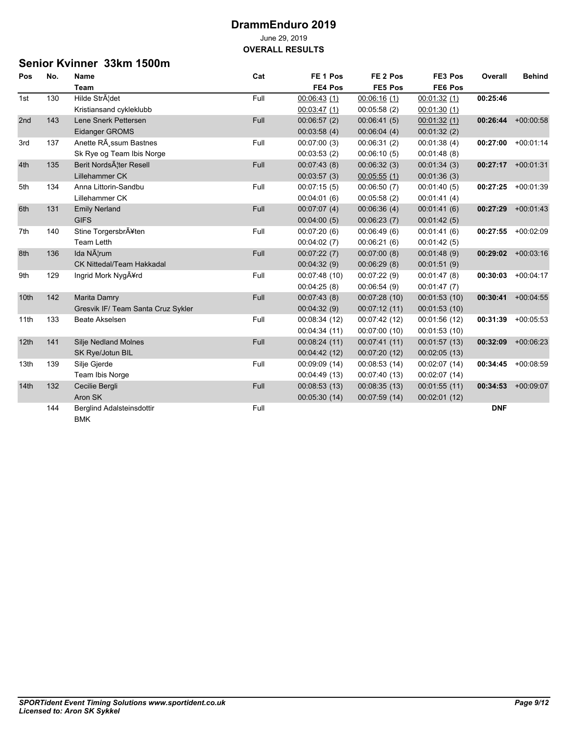# DrammEnduro 2019

June 29, 2019

**OVERALL RESULTS**

## Senior Kvinner 33km 1500m

| Pos | No. | Name / Team | Cat | FE 1 Pos / FE4 Pos | FE 2 Pos / FE5 Pos | FE3 Pos / FE6 Pos | Overall | Behind |
|---|---|---|---|---|---|---|---|---|
| 1st | 130 | Hilde StrÃ¦det | Full | 00:06:43 (1) | 00:06:16 (1) | 00:01:32 (1) | **00:25:46** | |
| | | Kristiansand cykleklubb | | 00:03:47 (1) | 00:05:58 (2) | 00:01:30 (1) | | |
| 2nd | 143 | Lene Snerk Pettersen | Full | 00:06:57 (2) | 00:06:41 (5) | 00:01:32 (1) | **00:26:44** | +00:00:58 |
| | | Eidanger GROMS | | 00:03:58 (4) | 00:06:04 (4) | 00:01:32 (2) | | |
| 3rd | 137 | Anette RÃ¸ssum Bastnes | Full | 00:07:00 (3) | 00:06:31 (2) | 00:01:38 (4) | **00:27:00** | +00:01:14 |
| | | Sk Rye og Team Ibis Norge | | 00:03:53 (2) | 00:06:10 (5) | 00:01:48 (8) | | |
| 4th | 135 | Berit NordsÃ¦ter Resell | Full | 00:07:43 (8) | 00:06:32 (3) | 00:01:34 (3) | **00:27:17** | +00:01:31 |
| | | Lillehammer CK | | 00:03:57 (3) | 00:05:55 (1) | 00:01:36 (3) | | |
| 5th | 134 | Anna Littorin-Sandbu | Full | 00:07:15 (5) | 00:06:50 (7) | 00:01:40 (5) | **00:27:25** | +00:01:39 |
| | | Lillehammer CK | | 00:04:01 (6) | 00:05:58 (2) | 00:01:41 (4) | | |
| 6th | 131 | Emily Nerland | Full | 00:07:07 (4) | 00:06:36 (4) | 00:01:41 (6) | **00:27:29** | +00:01:43 |
| | | GIFS | | 00:04:00 (5) | 00:06:23 (7) | 00:01:42 (5) | | |
| 7th | 140 | Stine TorgersbrÃ¥ten | Full | 00:07:20 (6) | 00:06:49 (6) | 00:01:41 (6) | **00:27:55** | +00:02:09 |
| | | Team Letth | | 00:04:02 (7) | 00:06:21 (6) | 00:01:42 (5) | | |
| 8th | 136 | Ida NÃ¦rum | Full | 00:07:22 (7) | 00:07:00 (8) | 00:01:48 (9) | **00:29:02** | +00:03:16 |
| | | CK Nittedal/Team Hakkadal | | 00:04:32 (9) | 00:06:29 (8) | 00:01:51 (9) | | |
| 9th | 129 | Ingrid Mork NygÃ¥rd | Full | 00:07:48 (10) | 00:07:22 (9) | 00:01:47 (8) | **00:30:03** | +00:04:17 |
| | | | | 00:04:25 (8) | 00:06:54 (9) | 00:01:47 (7) | | |
| 10th | 142 | Marita Damry | Full | 00:07:43 (8) | 00:07:28 (10) | 00:01:53 (10) | **00:30:41** | +00:04:55 |
| | | Gresvik IF/ Team Santa Cruz Sykler | | 00:04:32 (9) | 00:07:12 (11) | 00:01:53 (10) | | |
| 11th | 133 | Beate Akselsen | Full | 00:08:34 (12) | 00:07:42 (12) | 00:01:56 (12) | **00:31:39** | +00:05:53 |
| | | | | 00:04:34 (11) | 00:07:00 (10) | 00:01:53 (10) | | |
| 12th | 141 | Silje Nedland Molnes | Full | 00:08:24 (11) | 00:07:41 (11) | 00:01:57 (13) | **00:32:09** | +00:06:23 |
| | | SK Rye/Jotun BIL | | 00:04:42 (12) | 00:07:20 (12) | 00:02:05 (13) | | |
| 13th | 139 | Silje Gjerde | Full | 00:09:09 (14) | 00:08:53 (14) | 00:02:07 (14) | **00:34:45** | +00:08:59 |
| | | Team Ibis Norge | | 00:04:49 (13) | 00:07:40 (13) | 00:02:07 (14) | | |
| 14th | 132 | Cecilie Bergli | Full | 00:08:53 (13) | 00:08:35 (13) | 00:01:55 (11) | **00:34:53** | +00:09:07 |
| | | Aron SK | | 00:05:30 (14) | 00:07:59 (14) | 00:02:01 (12) | | |
| | 144 | Berglind Adalsteinsdottir | Full | | | | **DNF** | |
| | | BMK | | | | | | |

***SPORTident Event Timing Solutions www.sportident.co.uk***
***Licensed to: Aron SK Sykkel***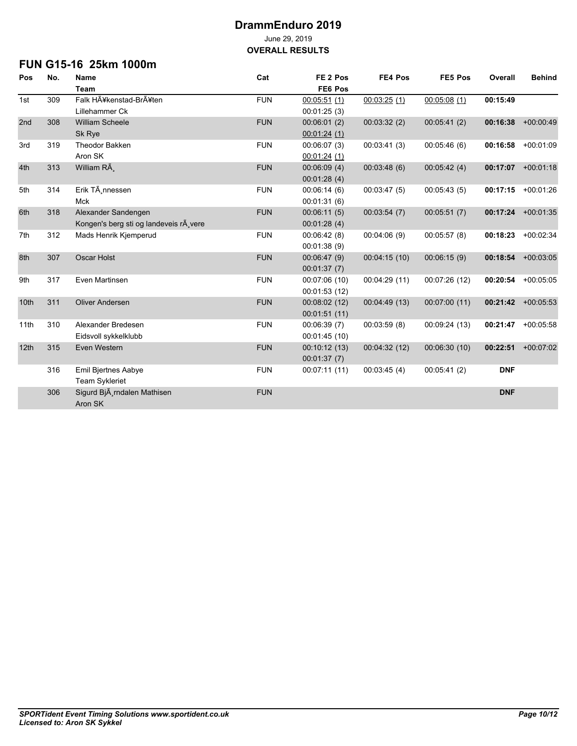# DrammEnduro 2019

June 29, 2019

**OVERALL RESULTS**

## FUN G15-16 25km 1000m

| Pos | No. | Name<br>Team | Cat | FE 2 Pos<br>FE6 Pos | FE4 Pos | FE5 Pos | Overall | Behind |
|---|---|---|---|---|---|---|---|---|
| 1st | 309 | Falk HÃ¥kenstad-BrÃ¥ten<br>Lillehammer Ck | FUN | 00:05:51 (1)<br>00:01:25 (3) | 00:03:25 (1) | 00:05:08 (1) | **00:15:49** | |
| 2nd | 308 | William Scheele<br>Sk Rye | FUN | 00:06:01 (2)<br>00:01:24 (1) | 00:03:32 (2) | 00:05:41 (2) | **00:16:38** | +00:00:49 |
| 3rd | 319 | Theodor Bakken<br>Aron SK | FUN | 00:06:07 (3)<br>00:01:24 (1) | 00:03:41 (3) | 00:05:46 (6) | **00:16:58** | +00:01:09 |
| 4th | 313 | William RÃ¸ | FUN | 00:06:09 (4)<br>00:01:28 (4) | 00:03:48 (6) | 00:05:42 (4) | **00:17:07** | +00:01:18 |
| 5th | 314 | Erik TÃ¸nnessen<br>Mck | FUN | 00:06:14 (6)<br>00:01:31 (6) | 00:03:47 (5) | 00:05:43 (5) | **00:17:15** | +00:01:26 |
| 6th | 318 | Alexander Sandengen<br>Kongen's berg sti og landeveis rÃ¸vere | FUN | 00:06:11 (5)<br>00:01:28 (4) | 00:03:54 (7) | 00:05:51 (7) | **00:17:24** | +00:01:35 |
| 7th | 312 | Mads Henrik Kjemperud | FUN | 00:06:42 (8)<br>00:01:38 (9) | 00:04:06 (9) | 00:05:57 (8) | **00:18:23** | +00:02:34 |
| 8th | 307 | Oscar Holst | FUN | 00:06:47 (9)<br>00:01:37 (7) | 00:04:15 (10) | 00:06:15 (9) | **00:18:54** | +00:03:05 |
| 9th | 317 | Even Martinsen | FUN | 00:07:06 (10)<br>00:01:53 (12) | 00:04:29 (11) | 00:07:26 (12) | **00:20:54** | +00:05:05 |
| 10th | 311 | Oliver Andersen | FUN | 00:08:02 (12)<br>00:01:51 (11) | 00:04:49 (13) | 00:07:00 (11) | **00:21:42** | +00:05:53 |
| 11th | 310 | Alexander Bredesen<br>Eidsvoll sykkelklubb | FUN | 00:06:39 (7)<br>00:01:45 (10) | 00:03:59 (8) | 00:09:24 (13) | **00:21:47** | +00:05:58 |
| 12th | 315 | Even Western | FUN | 00:10:12 (13)<br>00:01:37 (7) | 00:04:32 (12) | 00:06:30 (10) | **00:22:51** | +00:07:02 |
| | 316 | Emil Bjertnes Aabye<br>Team Sykleriet | FUN | 00:07:11 (11) | 00:03:45 (4) | 00:05:41 (2) | **DNF** | |
| | 306 | Sigurd BjÃ¸rndalen Mathisen<br>Aron SK | FUN | | | | **DNF** | |

*SPORTident Event Timing Solutions www.sportident.co.uk*
*Licensed to: Aron SK Sykkel*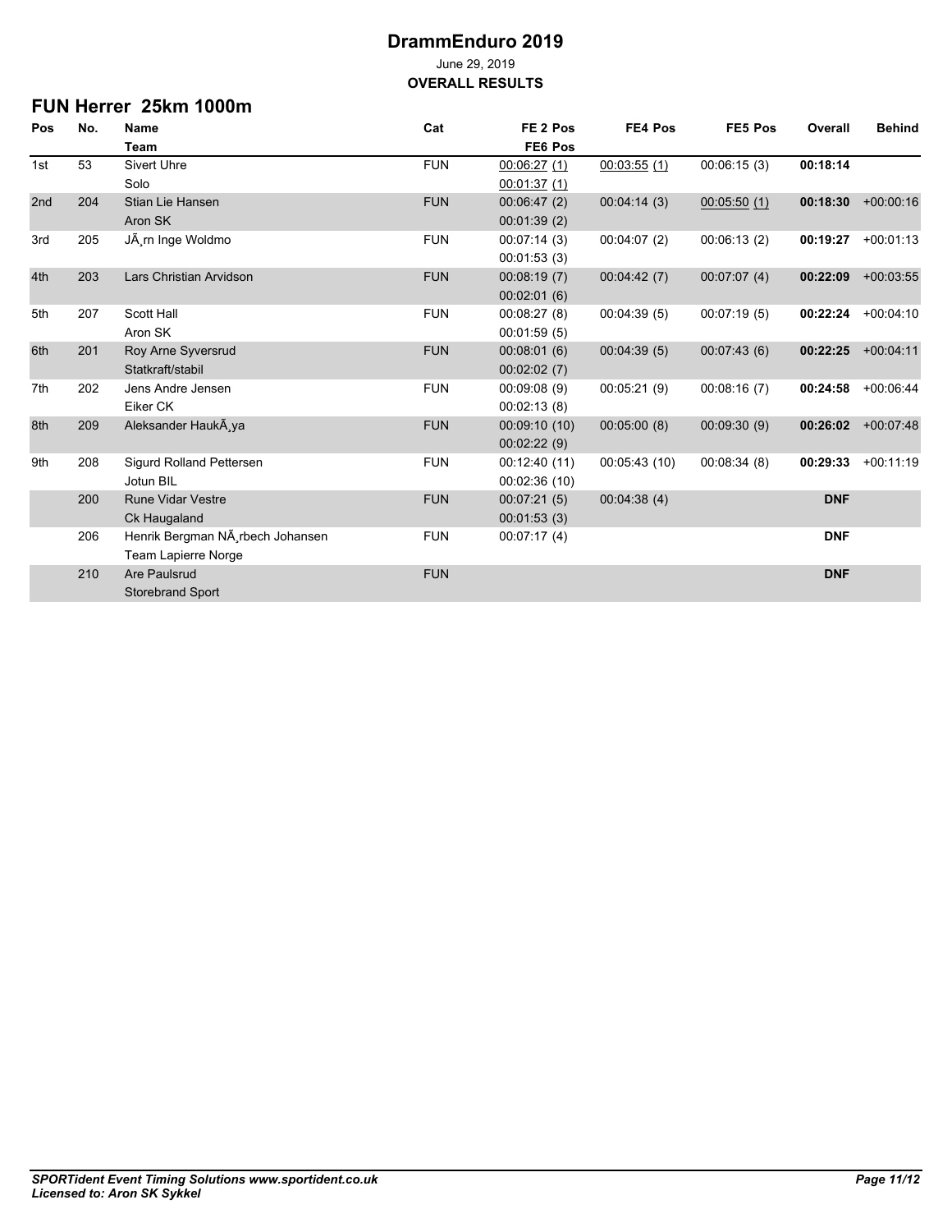# DrammEnduro 2019

June 29, 2019

**OVERALL RESULTS**

## FUN Herrer 25km 1000m

| Pos | No. | Name<br>Team | Cat | FE 2 Pos<br>FE6 Pos | FE4 Pos | FE5 Pos | Overall | Behind |
|---|---|---|---|---|---|---|---|---|
| 1st | 53 | Sivert Uhre<br>Solo | FUN | 00:06:27 (1)<br>00:01:37 (1) | 00:03:55 (1) | 00:06:15 (3) | **00:18:14** | |
| 2nd | 204 | Stian Lie Hansen<br>Aron SK | FUN | 00:06:47 (2)<br>00:01:39 (2) | 00:04:14 (3) | 00:05:50 (1) | **00:18:30** | +00:00:16 |
| 3rd | 205 | JÃ¸rn Inge Woldmo | FUN | 00:07:14 (3)<br>00:01:53 (3) | 00:04:07 (2) | 00:06:13 (2) | **00:19:27** | +00:01:13 |
| 4th | 203 | Lars Christian Arvidson | FUN | 00:08:19 (7)<br>00:02:01 (6) | 00:04:42 (7) | 00:07:07 (4) | **00:22:09** | +00:03:55 |
| 5th | 207 | Scott Hall<br>Aron SK | FUN | 00:08:27 (8)<br>00:01:59 (5) | 00:04:39 (5) | 00:07:19 (5) | **00:22:24** | +00:04:10 |
| 6th | 201 | Roy Arne Syversrud<br>Statkraft/stabil | FUN | 00:08:01 (6)<br>00:02:02 (7) | 00:04:39 (5) | 00:07:43 (6) | **00:22:25** | +00:04:11 |
| 7th | 202 | Jens Andre Jensen<br>Eiker CK | FUN | 00:09:08 (9)<br>00:02:13 (8) | 00:05:21 (9) | 00:08:16 (7) | **00:24:58** | +00:06:44 |
| 8th | 209 | Aleksander HaukÃ¸ya | FUN | 00:09:10 (10)<br>00:02:22 (9) | 00:05:00 (8) | 00:09:30 (9) | **00:26:02** | +00:07:48 |
| 9th | 208 | Sigurd Rolland Pettersen<br>Jotun BIL | FUN | 00:12:40 (11)<br>00:02:36 (10) | 00:05:43 (10) | 00:08:34 (8) | **00:29:33** | +00:11:19 |
| | 200 | Rune Vidar Vestre<br>Ck Haugaland | FUN | 00:07:21 (5)<br>00:01:53 (3) | 00:04:38 (4) | | **DNF** | |
| | 206 | Henrik Bergman NÃ¸rbech Johansen<br>Team Lapierre Norge | FUN | 00:07:17 (4) | | | **DNF** | |
| | 210 | Are Paulsrud<br>Storebrand Sport | FUN | | | | **DNF** | |

*SPORTident Event Timing Solutions www.sportident.co.uk*
*Licensed to: Aron SK Sykkel*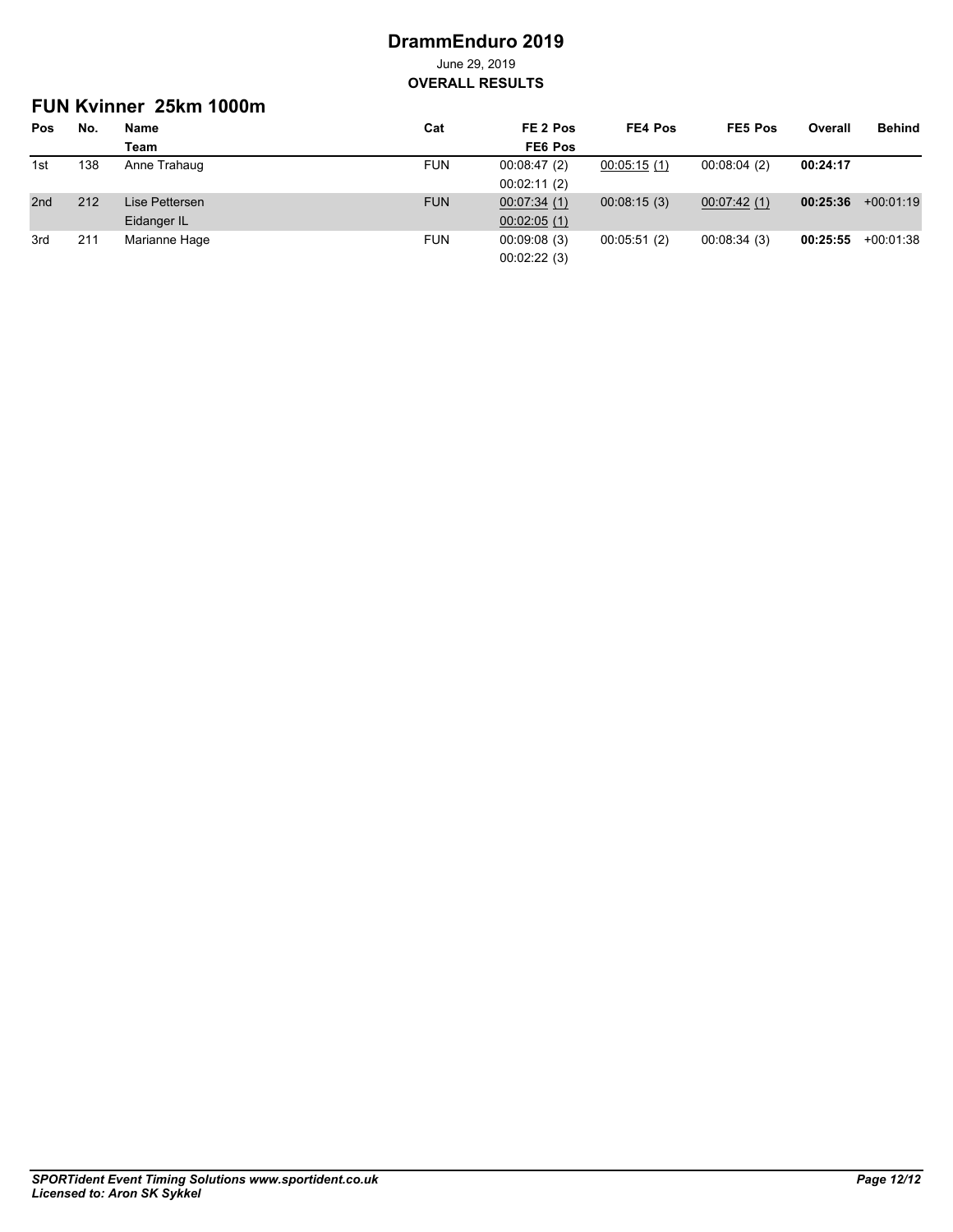# DrammEnduro 2019

June 29, 2019

**OVERALL RESULTS**

## FUN Kvinner 25km 1000m

| Pos | No. | Name<br>Team | Cat | FE 2 Pos<br>FE6 Pos | FE4 Pos | FE5 Pos | Overall | Behind |
|---|---|---|---|---|---|---|---|---|
| 1st | 138 | Anne Trahaug | FUN | 00:08:47 (2)<br>00:02:11 (2) | 00:05:15 (1) | 00:08:04 (2) | **00:24:17** | |
| 2nd | 212 | Lise Pettersen<br>Eidanger IL | FUN | 00:07:34 (1)<br>00:02:05 (1) | 00:08:15 (3) | 00:07:42 (1) | **00:25:36** | +00:01:19 |
| 3rd | 211 | Marianne Hage | FUN | 00:09:08 (3)<br>00:02:22 (3) | 00:05:51 (2) | 00:08:34 (3) | **00:25:55** | +00:01:38 |

*SPORTident Event Timing Solutions www.sportident.co.uk*
*Licensed to: Aron SK Sykkel*